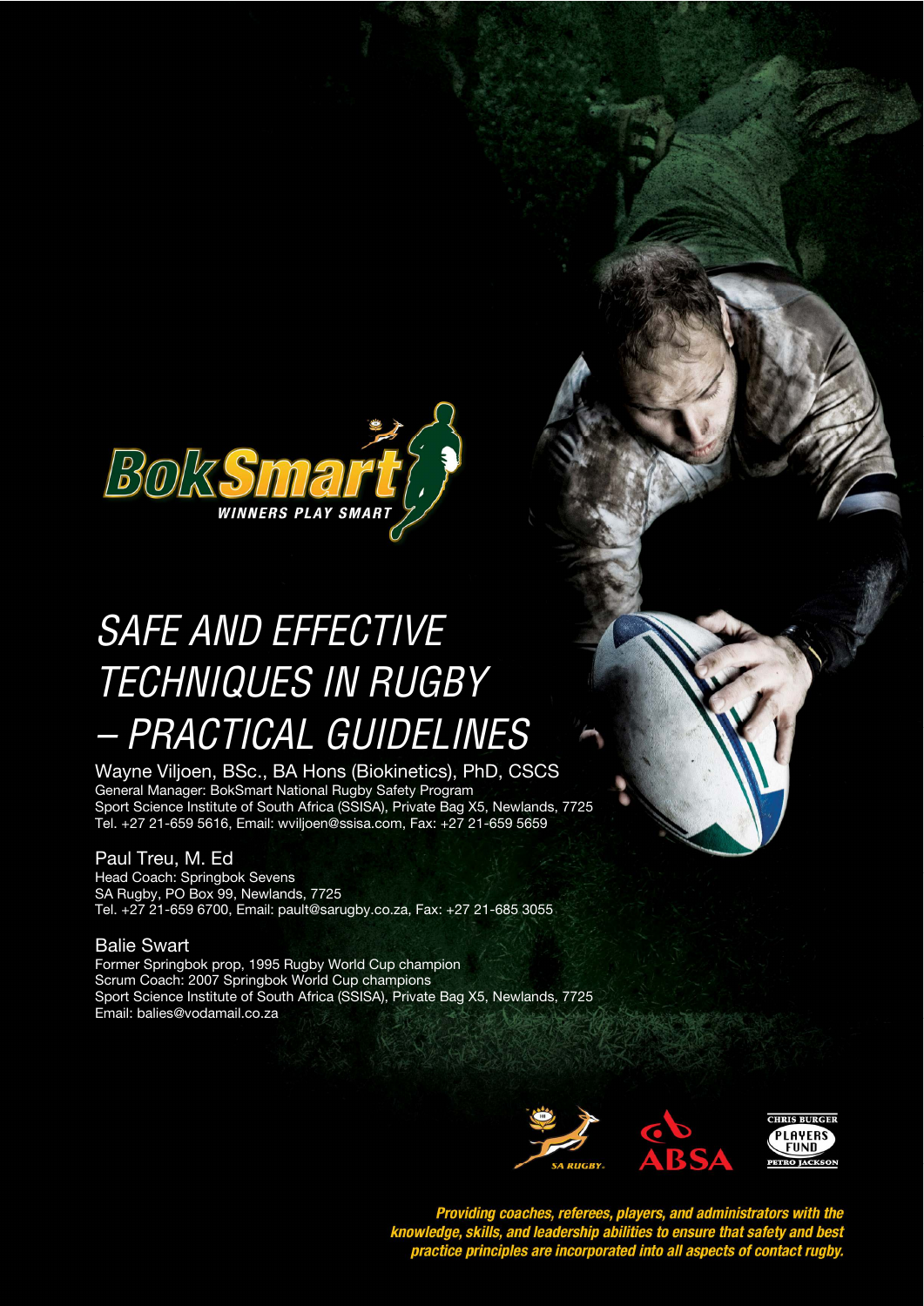BokSmart

WINNERS PLAY SMART

# SAFE AND EFFECTIVE TECHNIQUES IN RUGBY – PRACTICAL GUIDELINES

**Wayne Viljoen, BSc., BA Hons (Biokinetics), PhD, CSCS**
General Manager: BokSmart National Rugby Safety Program
Sport Science Institute of South Africa (SSISA), Private Bag X5, Newlands, 7725
Tel. +27 21-659 5616, Email: wviljoen@ssisa.com, Fax: +27 21-659 5659

**Paul Treu, M. Ed**
Head Coach: Springbok Sevens
SA Rugby, PO Box 99, Newlands, 7725
Tel. +27 21-659 6700, Email: pault@sarugby.co.za, Fax: +27 21-685 3055

**Balie Swart**
Former Springbok prop, 1995 Rugby World Cup champion
Scrum Coach: 2007 Springbok World Cup champions
Sport Science Institute of South Africa (SSISA), Private Bag X5, Newlands, 7725
Email: balies@vodamail.co.za

SA RUGBY — ABSA — CHRIS BURGER PETRO JACKSON PLAYERS FUND

*Providing coaches, referees, players, and administrators with the knowledge, skills, and leadership abilities to ensure that safety and best practice principles are incorporated into all aspects of contact rugby.*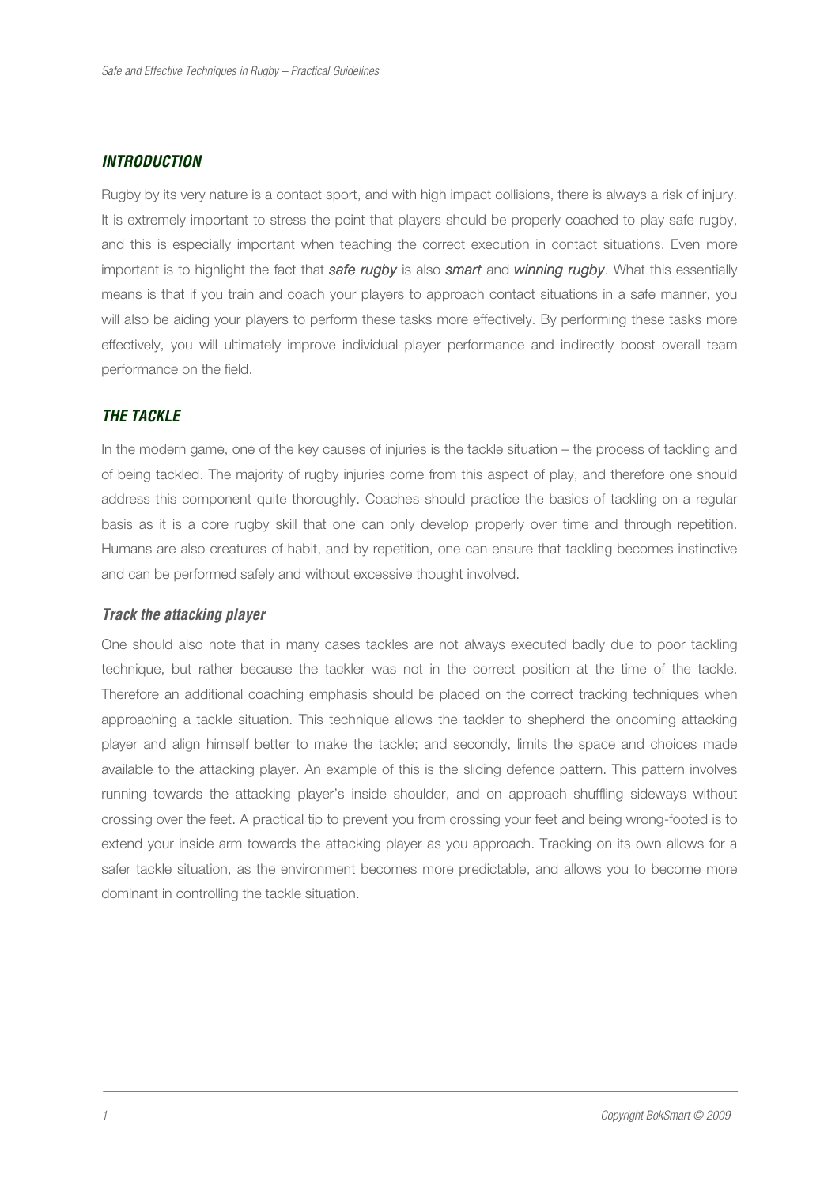## *INTRODUCTION*

Rugby by its very nature is a contact sport, and with high impact collisions, there is always a risk of injury. It is extremely important to stress the point that players should be properly coached to play safe rugby, and this is especially important when teaching the correct execution in contact situations. Even more important is to highlight the fact that ***safe rugby*** is also ***smart*** and ***winning rugby***. What this essentially means is that if you train and coach your players to approach contact situations in a safe manner, you will also be aiding your players to perform these tasks more effectively. By performing these tasks more effectively, you will ultimately improve individual player performance and indirectly boost overall team performance on the field.

## *THE TACKLE*

In the modern game, one of the key causes of injuries is the tackle situation – the process of tackling and of being tackled. The majority of rugby injuries come from this aspect of play, and therefore one should address this component quite thoroughly. Coaches should practice the basics of tackling on a regular basis as it is a core rugby skill that one can only develop properly over time and through repetition. Humans are also creatures of habit, and by repetition, one can ensure that tackling becomes instinctive and can be performed safely and without excessive thought involved.

### *Track the attacking player*

One should also note that in many cases tackles are not always executed badly due to poor tackling technique, but rather because the tackler was not in the correct position at the time of the tackle. Therefore an additional coaching emphasis should be placed on the correct tracking techniques when approaching a tackle situation. This technique allows the tackler to shepherd the oncoming attacking player and align himself better to make the tackle; and secondly, limits the space and choices made available to the attacking player. An example of this is the sliding defence pattern. This pattern involves running towards the attacking player's inside shoulder, and on approach shuffling sideways without crossing over the feet. A practical tip to prevent you from crossing your feet and being wrong-footed is to extend your inside arm towards the attacking player as you approach. Tracking on its own allows for a safer tackle situation, as the environment becomes more predictable, and allows you to become more dominant in controlling the tackle situation.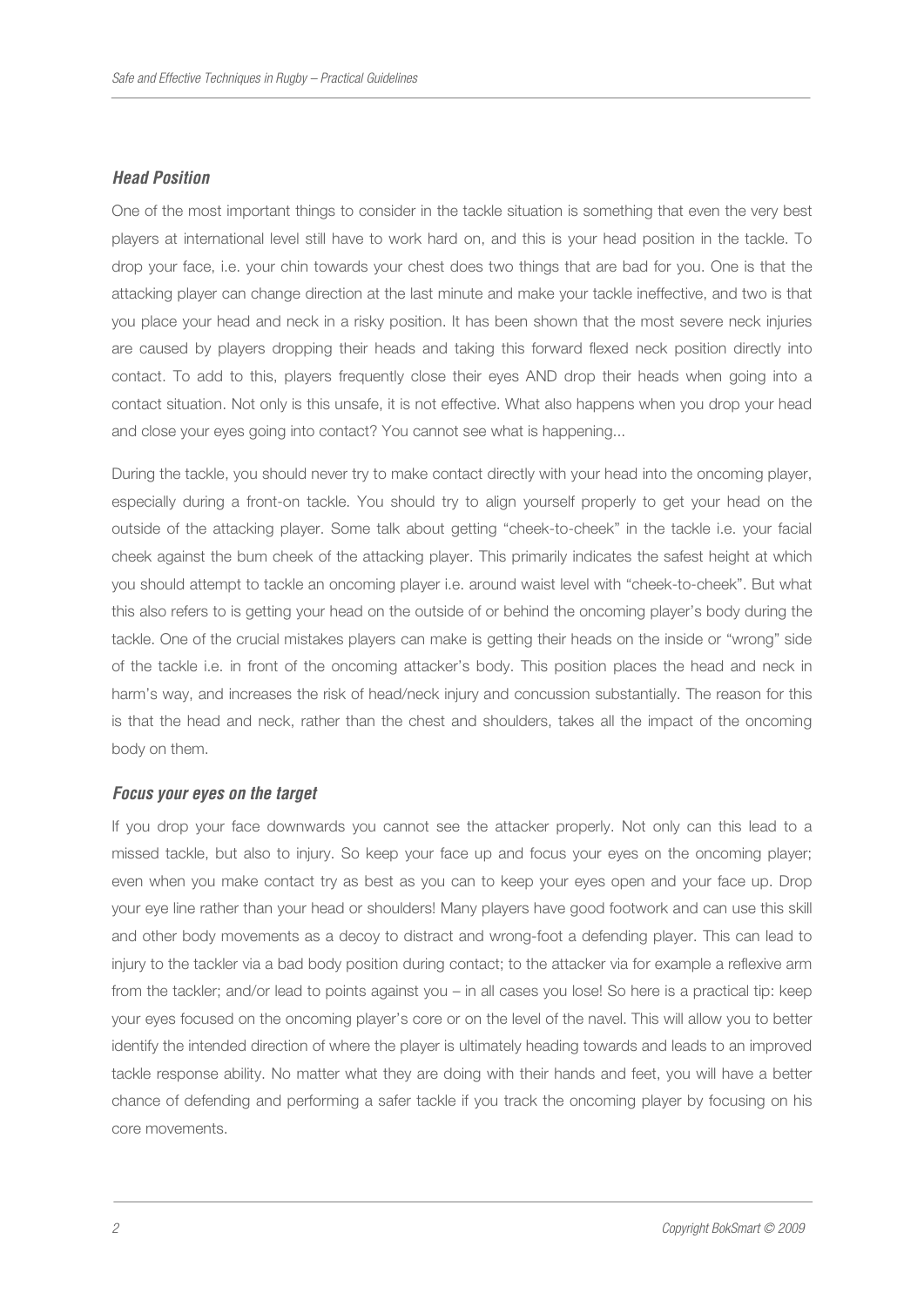### *Head Position*

One of the most important things to consider in the tackle situation is something that even the very best players at international level still have to work hard on, and this is your head position in the tackle. To drop your face, i.e. your chin towards your chest does two things that are bad for you. One is that the attacking player can change direction at the last minute and make your tackle ineffective, and two is that you place your head and neck in a risky position. It has been shown that the most severe neck injuries are caused by players dropping their heads and taking this forward flexed neck position directly into contact. To add to this, players frequently close their eyes AND drop their heads when going into a contact situation. Not only is this unsafe, it is not effective. What also happens when you drop your head and close your eyes going into contact? You cannot see what is happening...

During the tackle, you should never try to make contact directly with your head into the oncoming player, especially during a front-on tackle. You should try to align yourself properly to get your head on the outside of the attacking player. Some talk about getting "cheek-to-cheek" in the tackle i.e. your facial cheek against the bum cheek of the attacking player. This primarily indicates the safest height at which you should attempt to tackle an oncoming player i.e. around waist level with "cheek-to-cheek". But what this also refers to is getting your head on the outside of or behind the oncoming player's body during the tackle. One of the crucial mistakes players can make is getting their heads on the inside or "wrong" side of the tackle i.e. in front of the oncoming attacker's body. This position places the head and neck in harm's way, and increases the risk of head/neck injury and concussion substantially. The reason for this is that the head and neck, rather than the chest and shoulders, takes all the impact of the oncoming body on them.

### *Focus your eyes on the target*

If you drop your face downwards you cannot see the attacker properly. Not only can this lead to a missed tackle, but also to injury. So keep your face up and focus your eyes on the oncoming player; even when you make contact try as best as you can to keep your eyes open and your face up. Drop your eye line rather than your head or shoulders! Many players have good footwork and can use this skill and other body movements as a decoy to distract and wrong-foot a defending player. This can lead to injury to the tackler via a bad body position during contact; to the attacker via for example a reflexive arm from the tackler; and/or lead to points against you – in all cases you lose! So here is a practical tip: keep your eyes focused on the oncoming player's core or on the level of the navel. This will allow you to better identify the intended direction of where the player is ultimately heading towards and leads to an improved tackle response ability. No matter what they are doing with their hands and feet, you will have a better chance of defending and performing a safer tackle if you track the oncoming player by focusing on his core movements.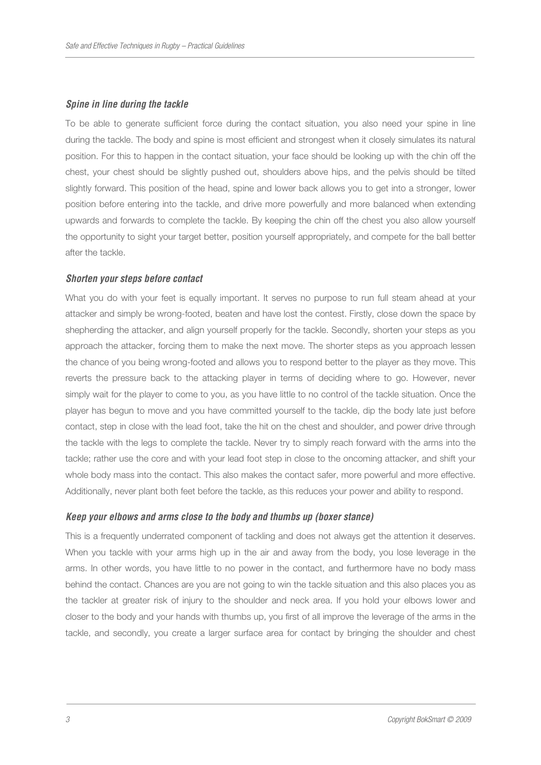### *Spine in line during the tackle*

To be able to generate sufficient force during the contact situation, you also need your spine in line during the tackle. The body and spine is most efficient and strongest when it closely simulates its natural position. For this to happen in the contact situation, your face should be looking up with the chin off the chest, your chest should be slightly pushed out, shoulders above hips, and the pelvis should be tilted slightly forward. This position of the head, spine and lower back allows you to get into a stronger, lower position before entering into the tackle, and drive more powerfully and more balanced when extending upwards and forwards to complete the tackle. By keeping the chin off the chest you also allow yourself the opportunity to sight your target better, position yourself appropriately, and compete for the ball better after the tackle.

### *Shorten your steps before contact*

What you do with your feet is equally important. It serves no purpose to run full steam ahead at your attacker and simply be wrong-footed, beaten and have lost the contest. Firstly, close down the space by shepherding the attacker, and align yourself properly for the tackle. Secondly, shorten your steps as you approach the attacker, forcing them to make the next move. The shorter steps as you approach lessen the chance of you being wrong-footed and allows you to respond better to the player as they move. This reverts the pressure back to the attacking player in terms of deciding where to go. However, never simply wait for the player to come to you, as you have little to no control of the tackle situation. Once the player has begun to move and you have committed yourself to the tackle, dip the body late just before contact, step in close with the lead foot, take the hit on the chest and shoulder, and power drive through the tackle with the legs to complete the tackle. Never try to simply reach forward with the arms into the tackle; rather use the core and with your lead foot step in close to the oncoming attacker, and shift your whole body mass into the contact. This also makes the contact safer, more powerful and more effective. Additionally, never plant both feet before the tackle, as this reduces your power and ability to respond.

### *Keep your elbows and arms close to the body and thumbs up (boxer stance)*

This is a frequently underrated component of tackling and does not always get the attention it deserves. When you tackle with your arms high up in the air and away from the body, you lose leverage in the arms. In other words, you have little to no power in the contact, and furthermore have no body mass behind the contact. Chances are you are not going to win the tackle situation and this also places you as the tackler at greater risk of injury to the shoulder and neck area. If you hold your elbows lower and closer to the body and your hands with thumbs up, you first of all improve the leverage of the arms in the tackle, and secondly, you create a larger surface area for contact by bringing the shoulder and chest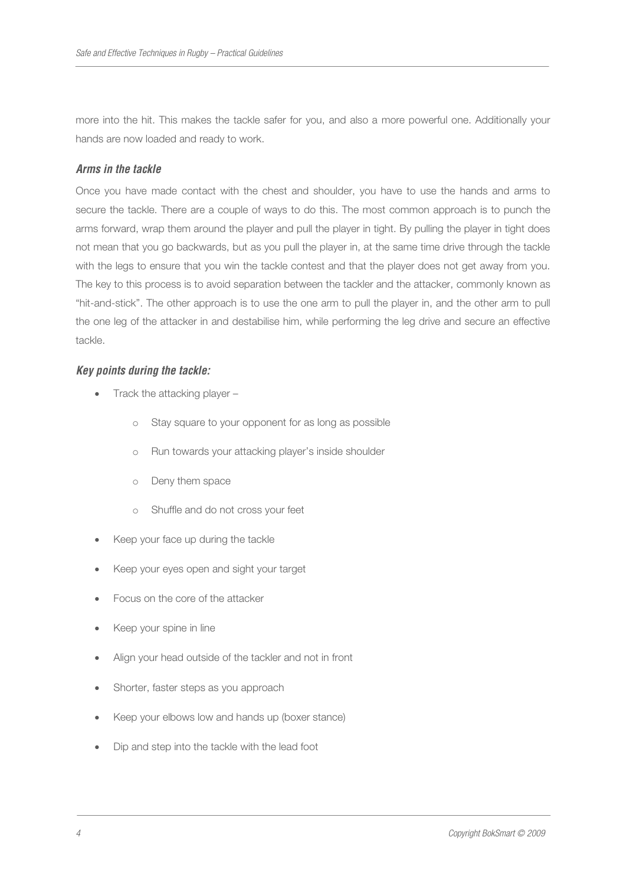more into the hit. This makes the tackle safer for you, and also a more powerful one. Additionally your hands are now loaded and ready to work.

### *Arms in the tackle*

Once you have made contact with the chest and shoulder, you have to use the hands and arms to secure the tackle. There are a couple of ways to do this. The most common approach is to punch the arms forward, wrap them around the player and pull the player in tight. By pulling the player in tight does not mean that you go backwards, but as you pull the player in, at the same time drive through the tackle with the legs to ensure that you win the tackle contest and that the player does not get away from you. The key to this process is to avoid separation between the tackler and the attacker, commonly known as "hit-and-stick". The other approach is to use the one arm to pull the player in, and the other arm to pull the one leg of the attacker in and destabilise him, while performing the leg drive and secure an effective tackle.

### *Key points during the tackle:*

- Track the attacking player –
  - Stay square to your opponent for as long as possible
  - Run towards your attacking player's inside shoulder
  - Deny them space
  - Shuffle and do not cross your feet
- Keep your face up during the tackle
- Keep your eyes open and sight your target
- Focus on the core of the attacker
- Keep your spine in line
- Align your head outside of the tackler and not in front
- Shorter, faster steps as you approach
- Keep your elbows low and hands up (boxer stance)
- Dip and step into the tackle with the lead foot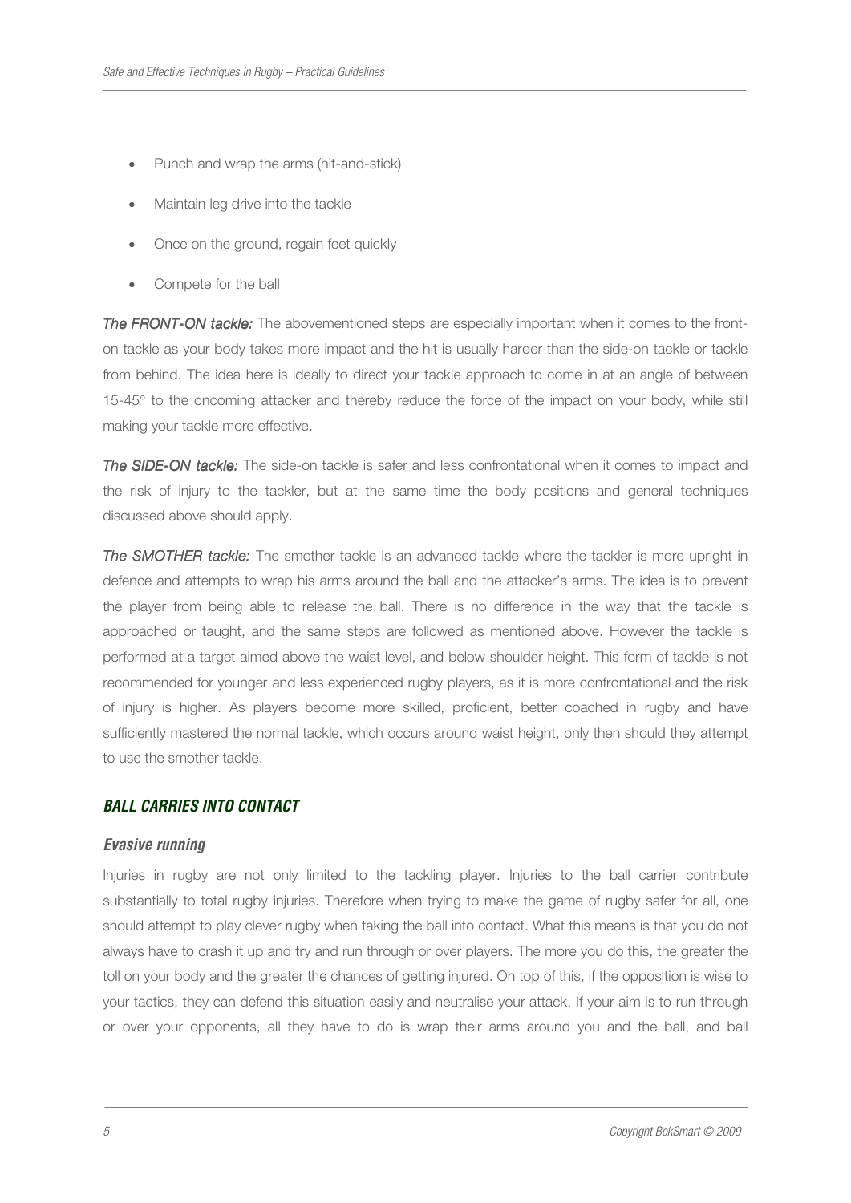- Punch and wrap the arms (hit-and-stick)
- Maintain leg drive into the tackle
- Once on the ground, regain feet quickly
- Compete for the ball

***The FRONT-ON tackle:*** The abovementioned steps are especially important when it comes to the front-on tackle as your body takes more impact and the hit is usually harder than the side-on tackle or tackle from behind. The idea here is ideally to direct your tackle approach to come in at an angle of between 15-45° to the oncoming attacker and thereby reduce the force of the impact on your body, while still making your tackle more effective.

***The SIDE-ON tackle:*** The side-on tackle is safer and less confrontational when it comes to impact and the risk of injury to the tackler, but at the same time the body positions and general techniques discussed above should apply.

***The SMOTHER tackle:*** The smother tackle is an advanced tackle where the tackler is more upright in defence and attempts to wrap his arms around the ball and the attacker's arms. The idea is to prevent the player from being able to release the ball. There is no difference in the way that the tackle is approached or taught, and the same steps are followed as mentioned above. However the tackle is performed at a target aimed above the waist level, and below shoulder height. This form of tackle is not recommended for younger and less experienced rugby players, as it is more confrontational and the risk of injury is higher. As players become more skilled, proficient, better coached in rugby and have sufficiently mastered the normal tackle, which occurs around waist height, only then should they attempt to use the smother tackle.

## *BALL CARRIES INTO CONTACT*

### *Evasive running*

Injuries in rugby are not only limited to the tackling player. Injuries to the ball carrier contribute substantially to total rugby injuries. Therefore when trying to make the game of rugby safer for all, one should attempt to play clever rugby when taking the ball into contact. What this means is that you do not always have to crash it up and try and run through or over players. The more you do this, the greater the toll on your body and the greater the chances of getting injured. On top of this, if the opposition is wise to your tactics, they can defend this situation easily and neutralise your attack. If your aim is to run through or over your opponents, all they have to do is wrap their arms around you and the ball, and ball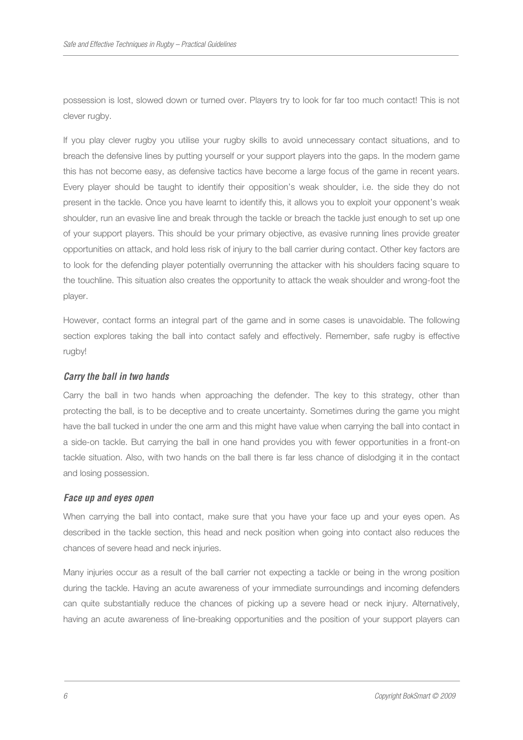possession is lost, slowed down or turned over. Players try to look for far too much contact! This is not clever rugby.

If you play clever rugby you utilise your rugby skills to avoid unnecessary contact situations, and to breach the defensive lines by putting yourself or your support players into the gaps. In the modern game this has not become easy, as defensive tactics have become a large focus of the game in recent years. Every player should be taught to identify their opposition's weak shoulder, i.e. the side they do not present in the tackle. Once you have learnt to identify this, it allows you to exploit your opponent's weak shoulder, run an evasive line and break through the tackle or breach the tackle just enough to set up one of your support players. This should be your primary objective, as evasive running lines provide greater opportunities on attack, and hold less risk of injury to the ball carrier during contact. Other key factors are to look for the defending player potentially overrunning the attacker with his shoulders facing square to the touchline. This situation also creates the opportunity to attack the weak shoulder and wrong-foot the player.

However, contact forms an integral part of the game and in some cases is unavoidable. The following section explores taking the ball into contact safely and effectively. Remember, safe rugby is effective rugby!

### *Carry the ball in two hands*

Carry the ball in two hands when approaching the defender. The key to this strategy, other than protecting the ball, is to be deceptive and to create uncertainty. Sometimes during the game you might have the ball tucked in under the one arm and this might have value when carrying the ball into contact in a side-on tackle. But carrying the ball in one hand provides you with fewer opportunities in a front-on tackle situation. Also, with two hands on the ball there is far less chance of dislodging it in the contact and losing possession.

### *Face up and eyes open*

When carrying the ball into contact, make sure that you have your face up and your eyes open. As described in the tackle section, this head and neck position when going into contact also reduces the chances of severe head and neck injuries.

Many injuries occur as a result of the ball carrier not expecting a tackle or being in the wrong position during the tackle. Having an acute awareness of your immediate surroundings and incoming defenders can quite substantially reduce the chances of picking up a severe head or neck injury. Alternatively, having an acute awareness of line-breaking opportunities and the position of your support players can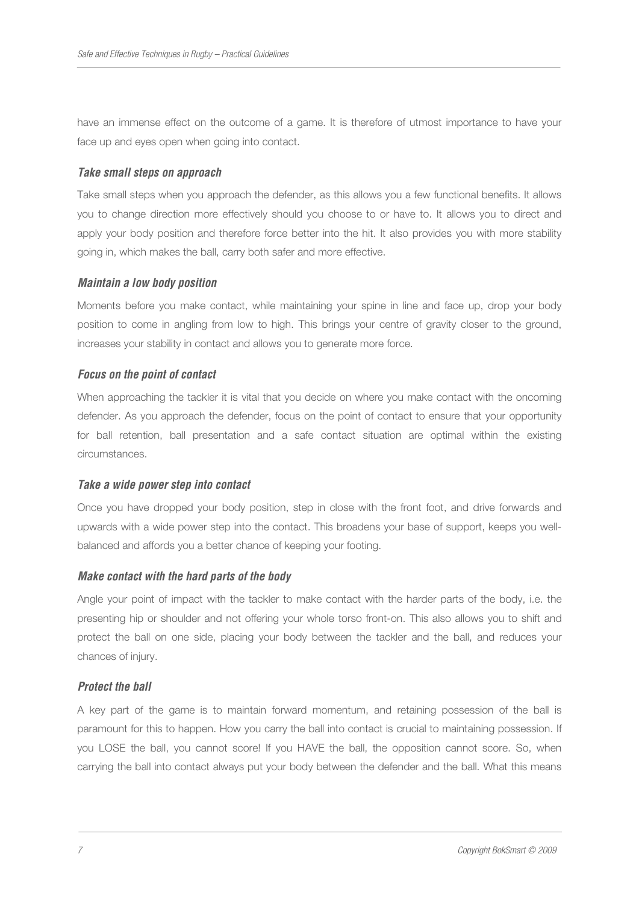have an immense effect on the outcome of a game. It is therefore of utmost importance to have your face up and eyes open when going into contact.

#### *Take small steps on approach*

Take small steps when you approach the defender, as this allows you a few functional benefits. It allows you to change direction more effectively should you choose to or have to. It allows you to direct and apply your body position and therefore force better into the hit. It also provides you with more stability going in, which makes the ball, carry both safer and more effective.

#### *Maintain a low body position*

Moments before you make contact, while maintaining your spine in line and face up, drop your body position to come in angling from low to high. This brings your centre of gravity closer to the ground, increases your stability in contact and allows you to generate more force.

#### *Focus on the point of contact*

When approaching the tackler it is vital that you decide on where you make contact with the oncoming defender. As you approach the defender, focus on the point of contact to ensure that your opportunity for ball retention, ball presentation and a safe contact situation are optimal within the existing circumstances.

#### *Take a wide power step into contact*

Once you have dropped your body position, step in close with the front foot, and drive forwards and upwards with a wide power step into the contact. This broadens your base of support, keeps you well-balanced and affords you a better chance of keeping your footing.

#### *Make contact with the hard parts of the body*

Angle your point of impact with the tackler to make contact with the harder parts of the body, i.e. the presenting hip or shoulder and not offering your whole torso front-on. This also allows you to shift and protect the ball on one side, placing your body between the tackler and the ball, and reduces your chances of injury.

#### *Protect the ball*

A key part of the game is to maintain forward momentum, and retaining possession of the ball is paramount for this to happen. How you carry the ball into contact is crucial to maintaining possession. If you LOSE the ball, you cannot score! If you HAVE the ball, the opposition cannot score. So, when carrying the ball into contact always put your body between the defender and the ball. What this means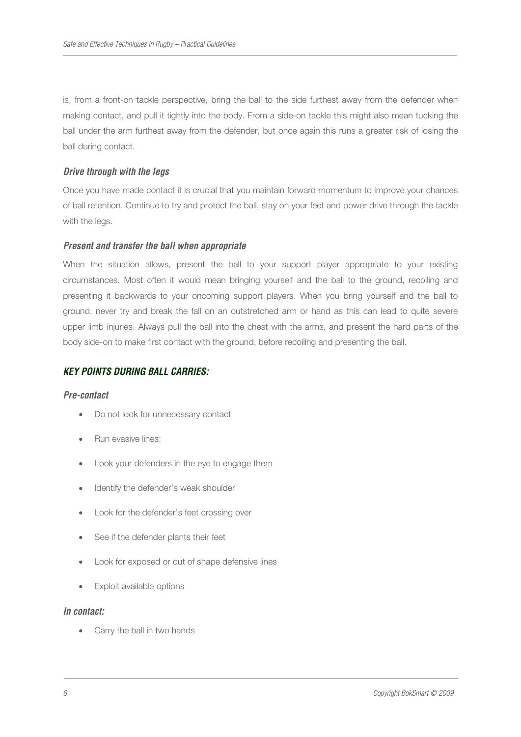is, from a front-on tackle perspective, bring the ball to the side furthest away from the defender when making contact, and pull it tightly into the body. From a side-on tackle this might also mean tucking the ball under the arm furthest away from the defender, but once again this runs a greater risk of losing the ball during contact.

#### *Drive through with the legs*

Once you have made contact it is crucial that you maintain forward momentum to improve your chances of ball retention. Continue to try and protect the ball, stay on your feet and power drive through the tackle with the legs.

#### *Present and transfer the ball when appropriate*

When the situation allows, present the ball to your support player appropriate to your existing circumstances. Most often it would mean bringing yourself and the ball to the ground, recoiling and presenting it backwards to your oncoming support players. When you bring yourself and the ball to ground, never try and break the fall on an outstretched arm or hand as this can lead to quite severe upper limb injuries. Always pull the ball into the chest with the arms, and present the hard parts of the body side-on to make first contact with the ground, before recoiling and presenting the ball.

### *KEY POINTS DURING BALL CARRIES:*

#### *Pre-contact*

- Do not look for unnecessary contact
- Run evasive lines:
- Look your defenders in the eye to engage them
- Identify the defender's weak shoulder
- Look for the defender's feet crossing over
- See if the defender plants their feet
- Look for exposed or out of shape defensive lines
- Exploit available options

#### *In contact:*

- Carry the ball in two hands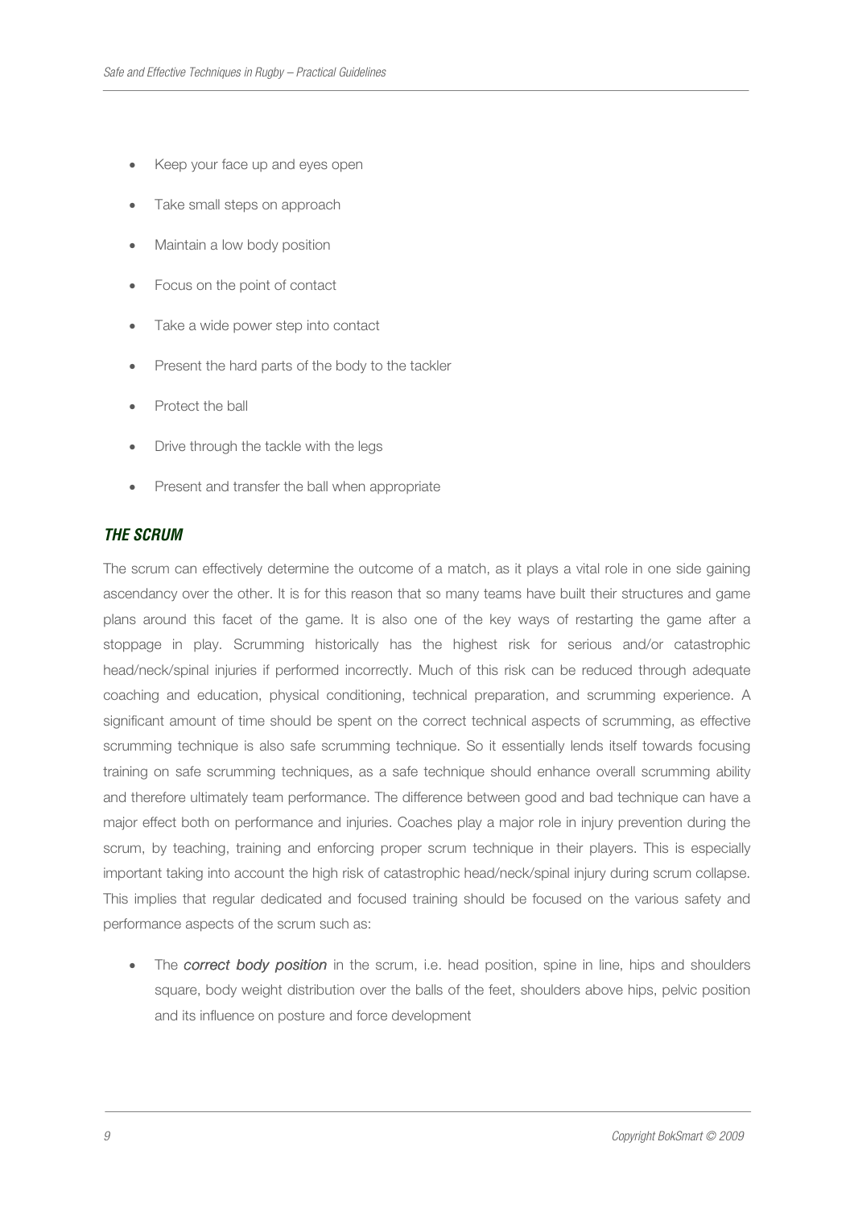- Keep your face up and eyes open
- Take small steps on approach
- Maintain a low body position
- Focus on the point of contact
- Take a wide power step into contact
- Present the hard parts of the body to the tackler
- Protect the ball
- Drive through the tackle with the legs
- Present and transfer the ball when appropriate

## *THE SCRUM*

The scrum can effectively determine the outcome of a match, as it plays a vital role in one side gaining ascendancy over the other. It is for this reason that so many teams have built their structures and game plans around this facet of the game. It is also one of the key ways of restarting the game after a stoppage in play. Scrumming historically has the highest risk for serious and/or catastrophic head/neck/spinal injuries if performed incorrectly. Much of this risk can be reduced through adequate coaching and education, physical conditioning, technical preparation, and scrumming experience. A significant amount of time should be spent on the correct technical aspects of scrumming, as effective scrumming technique is also safe scrumming technique. So it essentially lends itself towards focusing training on safe scrumming techniques, as a safe technique should enhance overall scrumming ability and therefore ultimately team performance. The difference between good and bad technique can have a major effect both on performance and injuries. Coaches play a major role in injury prevention during the scrum, by teaching, training and enforcing proper scrum technique in their players. This is especially important taking into account the high risk of catastrophic head/neck/spinal injury during scrum collapse. This implies that regular dedicated and focused training should be focused on the various safety and performance aspects of the scrum such as:

- The ***correct body position*** in the scrum, i.e. head position, spine in line, hips and shoulders square, body weight distribution over the balls of the feet, shoulders above hips, pelvic position and its influence on posture and force development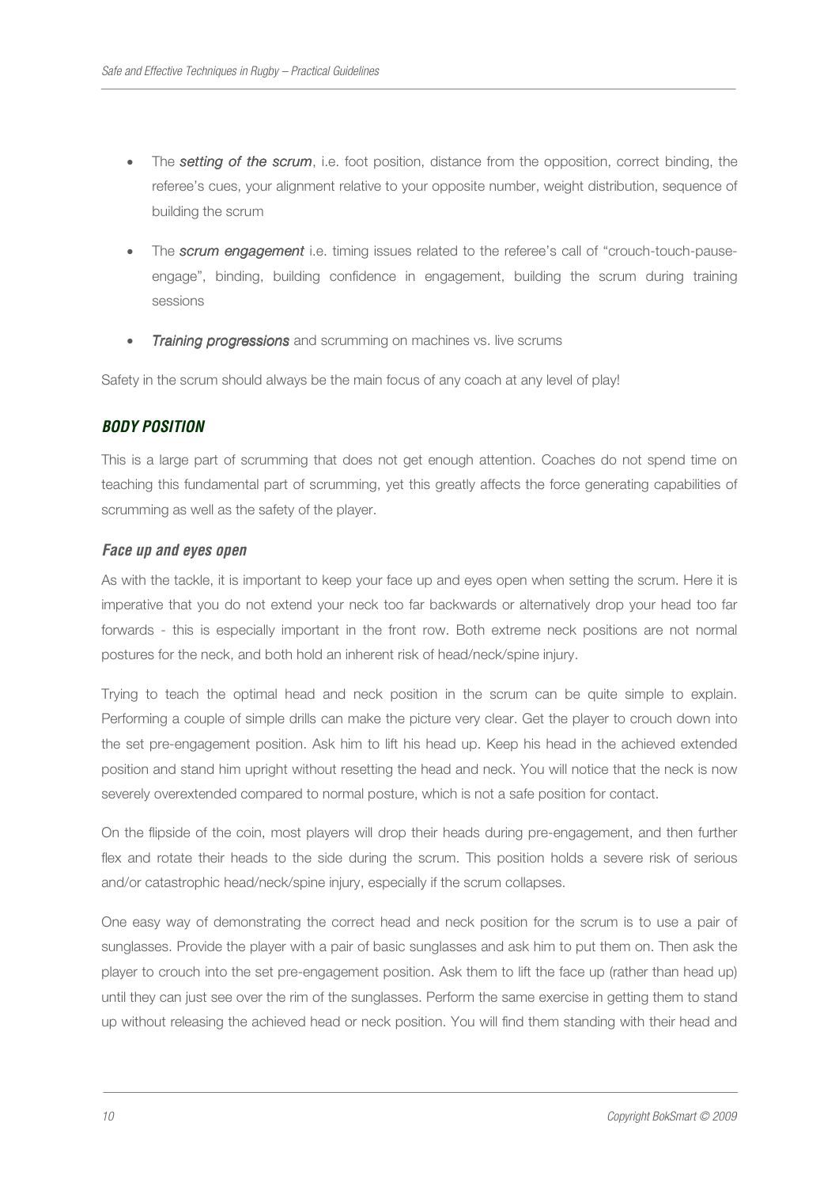- The ***setting of the scrum***, i.e. foot position, distance from the opposition, correct binding, the referee's cues, your alignment relative to your opposite number, weight distribution, sequence of building the scrum
- The ***scrum engagement*** i.e. timing issues related to the referee's call of "crouch-touch-pause-engage", binding, building confidence in engagement, building the scrum during training sessions
- ***Training progressions*** and scrumming on machines vs. live scrums

Safety in the scrum should always be the main focus of any coach at any level of play!

## *BODY POSITION*

This is a large part of scrumming that does not get enough attention. Coaches do not spend time on teaching this fundamental part of scrumming, yet this greatly affects the force generating capabilities of scrumming as well as the safety of the player.

### *Face up and eyes open*

As with the tackle, it is important to keep your face up and eyes open when setting the scrum. Here it is imperative that you do not extend your neck too far backwards or alternatively drop your head too far forwards - this is especially important in the front row. Both extreme neck positions are not normal postures for the neck, and both hold an inherent risk of head/neck/spine injury.

Trying to teach the optimal head and neck position in the scrum can be quite simple to explain. Performing a couple of simple drills can make the picture very clear. Get the player to crouch down into the set pre-engagement position. Ask him to lift his head up. Keep his head in the achieved extended position and stand him upright without resetting the head and neck. You will notice that the neck is now severely overextended compared to normal posture, which is not a safe position for contact.

On the flipside of the coin, most players will drop their heads during pre-engagement, and then further flex and rotate their heads to the side during the scrum. This position holds a severe risk of serious and/or catastrophic head/neck/spine injury, especially if the scrum collapses.

One easy way of demonstrating the correct head and neck position for the scrum is to use a pair of sunglasses. Provide the player with a pair of basic sunglasses and ask him to put them on. Then ask the player to crouch into the set pre-engagement position. Ask them to lift the face up (rather than head up) until they can just see over the rim of the sunglasses. Perform the same exercise in getting them to stand up without releasing the achieved head or neck position. You will find them standing with their head and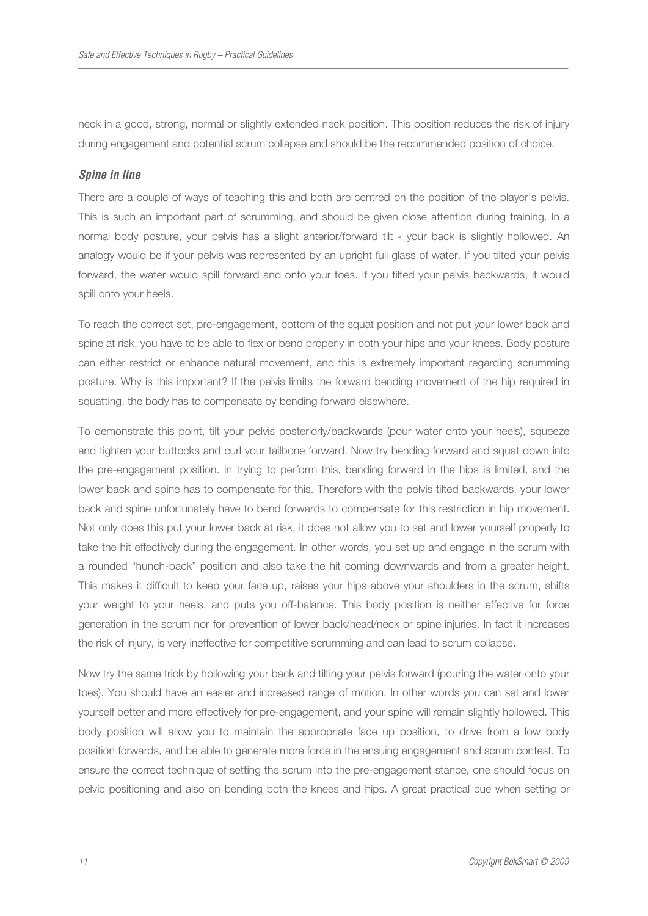neck in a good, strong, normal or slightly extended neck position. This position reduces the risk of injury during engagement and potential scrum collapse and should be the recommended position of choice.

### *Spine in line*

There are a couple of ways of teaching this and both are centred on the position of the player's pelvis. This is such an important part of scrumming, and should be given close attention during training. In a normal body posture, your pelvis has a slight anterior/forward tilt - your back is slightly hollowed. An analogy would be if your pelvis was represented by an upright full glass of water. If you tilted your pelvis forward, the water would spill forward and onto your toes. If you tilted your pelvis backwards, it would spill onto your heels.

To reach the correct set, pre-engagement, bottom of the squat position and not put your lower back and spine at risk, you have to be able to flex or bend properly in both your hips and your knees. Body posture can either restrict or enhance natural movement, and this is extremely important regarding scrumming posture. Why is this important? If the pelvis limits the forward bending movement of the hip required in squatting, the body has to compensate by bending forward elsewhere.

To demonstrate this point, tilt your pelvis posteriorly/backwards (pour water onto your heels), squeeze and tighten your buttocks and curl your tailbone forward. Now try bending forward and squat down into the pre-engagement position. In trying to perform this, bending forward in the hips is limited, and the lower back and spine has to compensate for this. Therefore with the pelvis tilted backwards, your lower back and spine unfortunately have to bend forwards to compensate for this restriction in hip movement. Not only does this put your lower back at risk, it does not allow you to set and lower yourself properly to take the hit effectively during the engagement. In other words, you set up and engage in the scrum with a rounded "hunch-back" position and also take the hit coming downwards and from a greater height. This makes it difficult to keep your face up, raises your hips above your shoulders in the scrum, shifts your weight to your heels, and puts you off-balance. This body position is neither effective for force generation in the scrum nor for prevention of lower back/head/neck or spine injuries. In fact it increases the risk of injury, is very ineffective for competitive scrumming and can lead to scrum collapse.

Now try the same trick by hollowing your back and tilting your pelvis forward (pouring the water onto your toes). You should have an easier and increased range of motion. In other words you can set and lower yourself better and more effectively for pre-engagement, and your spine will remain slightly hollowed. This body position will allow you to maintain the appropriate face up position, to drive from a low body position forwards, and be able to generate more force in the ensuing engagement and scrum contest. To ensure the correct technique of setting the scrum into the pre-engagement stance, one should focus on pelvic positioning and also on bending both the knees and hips. A great practical cue when setting or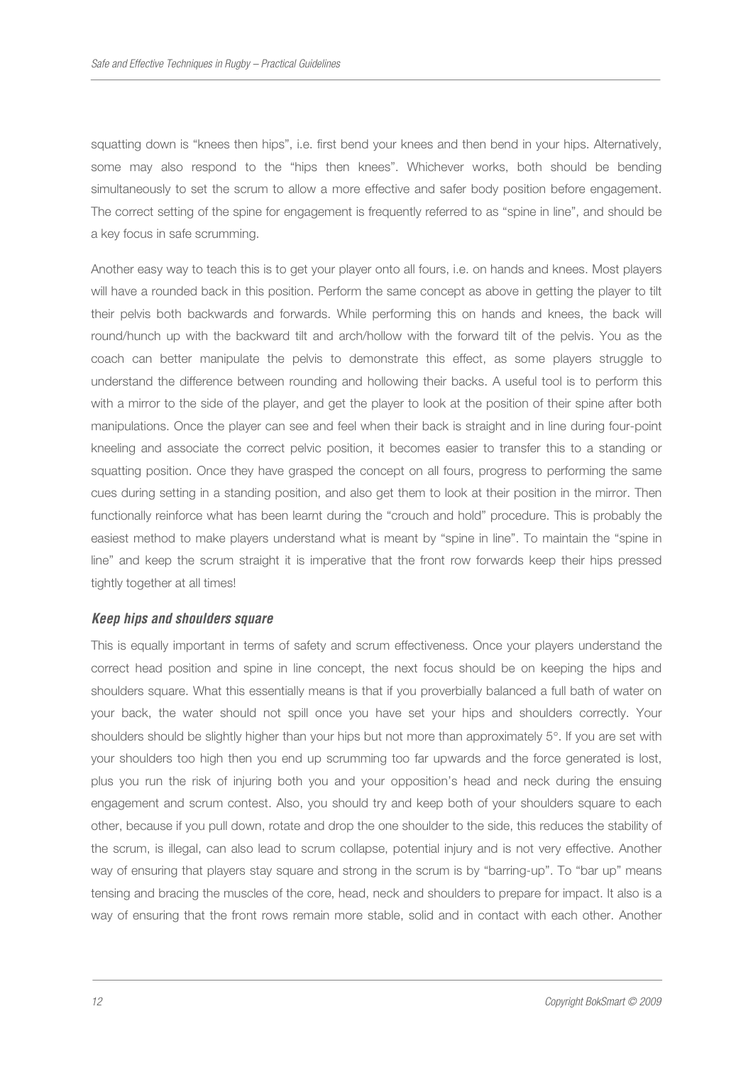squatting down is "knees then hips", i.e. first bend your knees and then bend in your hips. Alternatively, some may also respond to the "hips then knees". Whichever works, both should be bending simultaneously to set the scrum to allow a more effective and safer body position before engagement. The correct setting of the spine for engagement is frequently referred to as "spine in line", and should be a key focus in safe scrumming.

Another easy way to teach this is to get your player onto all fours, i.e. on hands and knees. Most players will have a rounded back in this position. Perform the same concept as above in getting the player to tilt their pelvis both backwards and forwards. While performing this on hands and knees, the back will round/hunch up with the backward tilt and arch/hollow with the forward tilt of the pelvis. You as the coach can better manipulate the pelvis to demonstrate this effect, as some players struggle to understand the difference between rounding and hollowing their backs. A useful tool is to perform this with a mirror to the side of the player, and get the player to look at the position of their spine after both manipulations. Once the player can see and feel when their back is straight and in line during four-point kneeling and associate the correct pelvic position, it becomes easier to transfer this to a standing or squatting position. Once they have grasped the concept on all fours, progress to performing the same cues during setting in a standing position, and also get them to look at their position in the mirror. Then functionally reinforce what has been learnt during the "crouch and hold" procedure. This is probably the easiest method to make players understand what is meant by "spine in line". To maintain the "spine in line" and keep the scrum straight it is imperative that the front row forwards keep their hips pressed tightly together at all times!

#### *Keep hips and shoulders square*

This is equally important in terms of safety and scrum effectiveness. Once your players understand the correct head position and spine in line concept, the next focus should be on keeping the hips and shoulders square. What this essentially means is that if you proverbially balanced a full bath of water on your back, the water should not spill once you have set your hips and shoulders correctly. Your shoulders should be slightly higher than your hips but not more than approximately 5°. If you are set with your shoulders too high then you end up scrumming too far upwards and the force generated is lost, plus you run the risk of injuring both you and your opposition's head and neck during the ensuing engagement and scrum contest. Also, you should try and keep both of your shoulders square to each other, because if you pull down, rotate and drop the one shoulder to the side, this reduces the stability of the scrum, is illegal, can also lead to scrum collapse, potential injury and is not very effective. Another way of ensuring that players stay square and strong in the scrum is by "barring-up". To "bar up" means tensing and bracing the muscles of the core, head, neck and shoulders to prepare for impact. It also is a way of ensuring that the front rows remain more stable, solid and in contact with each other. Another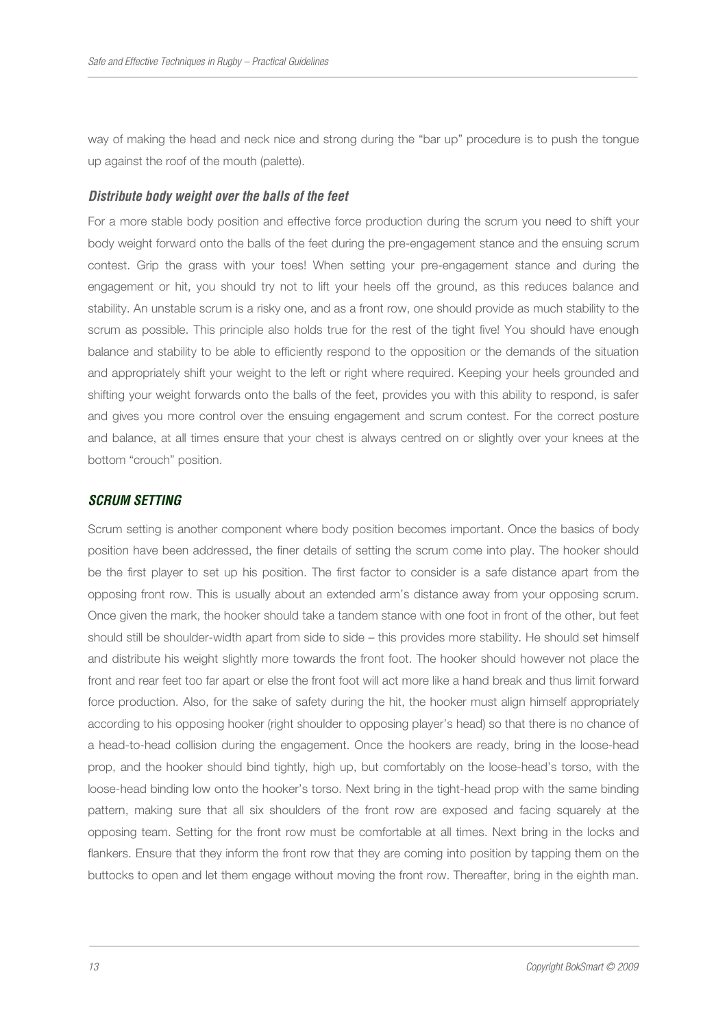way of making the head and neck nice and strong during the "bar up" procedure is to push the tongue up against the roof of the mouth (palette).

### *Distribute body weight over the balls of the feet*

For a more stable body position and effective force production during the scrum you need to shift your body weight forward onto the balls of the feet during the pre-engagement stance and the ensuing scrum contest. Grip the grass with your toes! When setting your pre-engagement stance and during the engagement or hit, you should try not to lift your heels off the ground, as this reduces balance and stability. An unstable scrum is a risky one, and as a front row, one should provide as much stability to the scrum as possible. This principle also holds true for the rest of the tight five! You should have enough balance and stability to be able to efficiently respond to the opposition or the demands of the situation and appropriately shift your weight to the left or right where required. Keeping your heels grounded and shifting your weight forwards onto the balls of the feet, provides you with this ability to respond, is safer and gives you more control over the ensuing engagement and scrum contest. For the correct posture and balance, at all times ensure that your chest is always centred on or slightly over your knees at the bottom "crouch" position.

## *SCRUM SETTING*

Scrum setting is another component where body position becomes important. Once the basics of body position have been addressed, the finer details of setting the scrum come into play. The hooker should be the first player to set up his position. The first factor to consider is a safe distance apart from the opposing front row. This is usually about an extended arm's distance away from your opposing scrum. Once given the mark, the hooker should take a tandem stance with one foot in front of the other, but feet should still be shoulder-width apart from side to side – this provides more stability. He should set himself and distribute his weight slightly more towards the front foot. The hooker should however not place the front and rear feet too far apart or else the front foot will act more like a hand break and thus limit forward force production. Also, for the sake of safety during the hit, the hooker must align himself appropriately according to his opposing hooker (right shoulder to opposing player's head) so that there is no chance of a head-to-head collision during the engagement. Once the hookers are ready, bring in the loose-head prop, and the hooker should bind tightly, high up, but comfortably on the loose-head's torso, with the loose-head binding low onto the hooker's torso. Next bring in the tight-head prop with the same binding pattern, making sure that all six shoulders of the front row are exposed and facing squarely at the opposing team. Setting for the front row must be comfortable at all times. Next bring in the locks and flankers. Ensure that they inform the front row that they are coming into position by tapping them on the buttocks to open and let them engage without moving the front row. Thereafter, bring in the eighth man.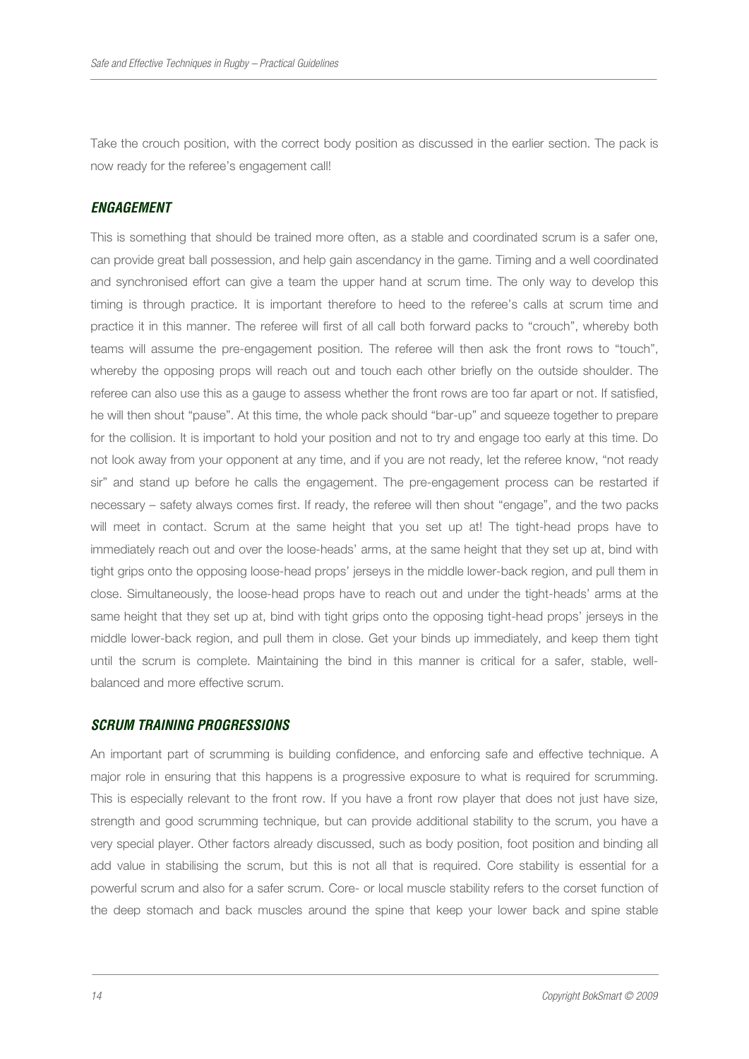Take the crouch position, with the correct body position as discussed in the earlier section. The pack is now ready for the referee's engagement call!

### *ENGAGEMENT*

This is something that should be trained more often, as a stable and coordinated scrum is a safer one, can provide great ball possession, and help gain ascendancy in the game. Timing and a well coordinated and synchronised effort can give a team the upper hand at scrum time. The only way to develop this timing is through practice. It is important therefore to heed to the referee's calls at scrum time and practice it in this manner. The referee will first of all call both forward packs to "crouch", whereby both teams will assume the pre-engagement position. The referee will then ask the front rows to "touch", whereby the opposing props will reach out and touch each other briefly on the outside shoulder. The referee can also use this as a gauge to assess whether the front rows are too far apart or not. If satisfied, he will then shout "pause". At this time, the whole pack should "bar-up" and squeeze together to prepare for the collision. It is important to hold your position and not to try and engage too early at this time. Do not look away from your opponent at any time, and if you are not ready, let the referee know, "not ready sir" and stand up before he calls the engagement. The pre-engagement process can be restarted if necessary – safety always comes first. If ready, the referee will then shout "engage", and the two packs will meet in contact. Scrum at the same height that you set up at! The tight-head props have to immediately reach out and over the loose-heads' arms, at the same height that they set up at, bind with tight grips onto the opposing loose-head props' jerseys in the middle lower-back region, and pull them in close. Simultaneously, the loose-head props have to reach out and under the tight-heads' arms at the same height that they set up at, bind with tight grips onto the opposing tight-head props' jerseys in the middle lower-back region, and pull them in close. Get your binds up immediately, and keep them tight until the scrum is complete. Maintaining the bind in this manner is critical for a safer, stable, well-balanced and more effective scrum.

### *SCRUM TRAINING PROGRESSIONS*

An important part of scrumming is building confidence, and enforcing safe and effective technique. A major role in ensuring that this happens is a progressive exposure to what is required for scrumming. This is especially relevant to the front row. If you have a front row player that does not just have size, strength and good scrumming technique, but can provide additional stability to the scrum, you have a very special player. Other factors already discussed, such as body position, foot position and binding all add value in stabilising the scrum, but this is not all that is required. Core stability is essential for a powerful scrum and also for a safer scrum. Core- or local muscle stability refers to the corset function of the deep stomach and back muscles around the spine that keep your lower back and spine stable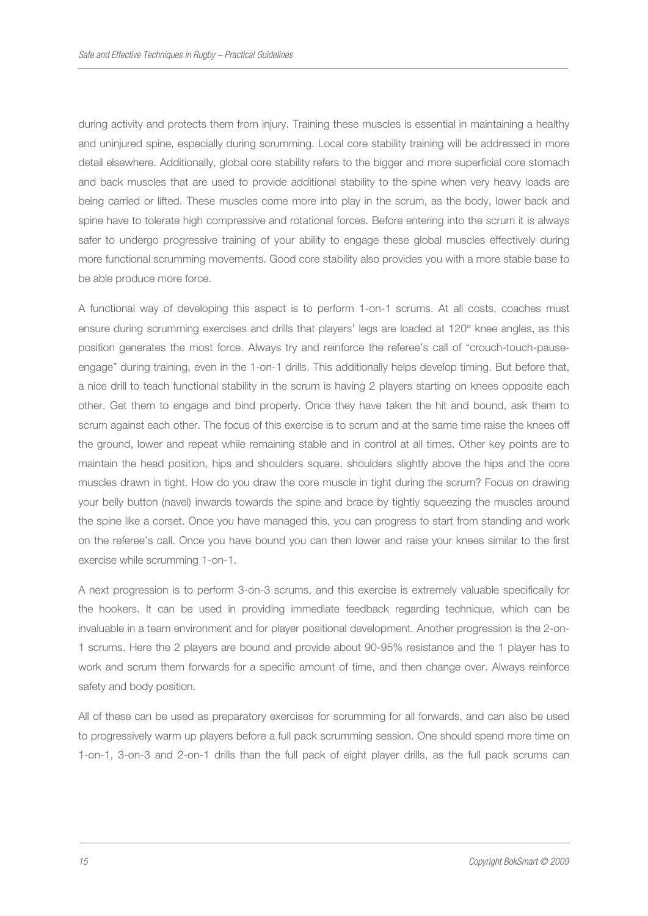during activity and protects them from injury. Training these muscles is essential in maintaining a healthy and uninjured spine, especially during scrumming. Local core stability training will be addressed in more detail elsewhere. Additionally, global core stability refers to the bigger and more superficial core stomach and back muscles that are used to provide additional stability to the spine when very heavy loads are being carried or lifted. These muscles come more into play in the scrum, as the body, lower back and spine have to tolerate high compressive and rotational forces. Before entering into the scrum it is always safer to undergo progressive training of your ability to engage these global muscles effectively during more functional scrumming movements. Good core stability also provides you with a more stable base to be able produce more force.

A functional way of developing this aspect is to perform 1-on-1 scrums. At all costs, coaches must ensure during scrumming exercises and drills that players' legs are loaded at 120° knee angles, as this position generates the most force. Always try and reinforce the referee's call of "crouch-touch-pause-engage" during training, even in the 1-on-1 drills. This additionally helps develop timing. But before that, a nice drill to teach functional stability in the scrum is having 2 players starting on knees opposite each other. Get them to engage and bind properly. Once they have taken the hit and bound, ask them to scrum against each other. The focus of this exercise is to scrum and at the same time raise the knees off the ground, lower and repeat while remaining stable and in control at all times. Other key points are to maintain the head position, hips and shoulders square, shoulders slightly above the hips and the core muscles drawn in tight. How do you draw the core muscle in tight during the scrum? Focus on drawing your belly button (navel) inwards towards the spine and brace by tightly squeezing the muscles around the spine like a corset. Once you have managed this, you can progress to start from standing and work on the referee's call. Once you have bound you can then lower and raise your knees similar to the first exercise while scrumming 1-on-1.

A next progression is to perform 3-on-3 scrums, and this exercise is extremely valuable specifically for the hookers. It can be used in providing immediate feedback regarding technique, which can be invaluable in a team environment and for player positional development. Another progression is the 2-on-1 scrums. Here the 2 players are bound and provide about 90-95% resistance and the 1 player has to work and scrum them forwards for a specific amount of time, and then change over. Always reinforce safety and body position.

All of these can be used as preparatory exercises for scrumming for all forwards, and can also be used to progressively warm up players before a full pack scrumming session. One should spend more time on 1-on-1, 3-on-3 and 2-on-1 drills than the full pack of eight player drills, as the full pack scrums can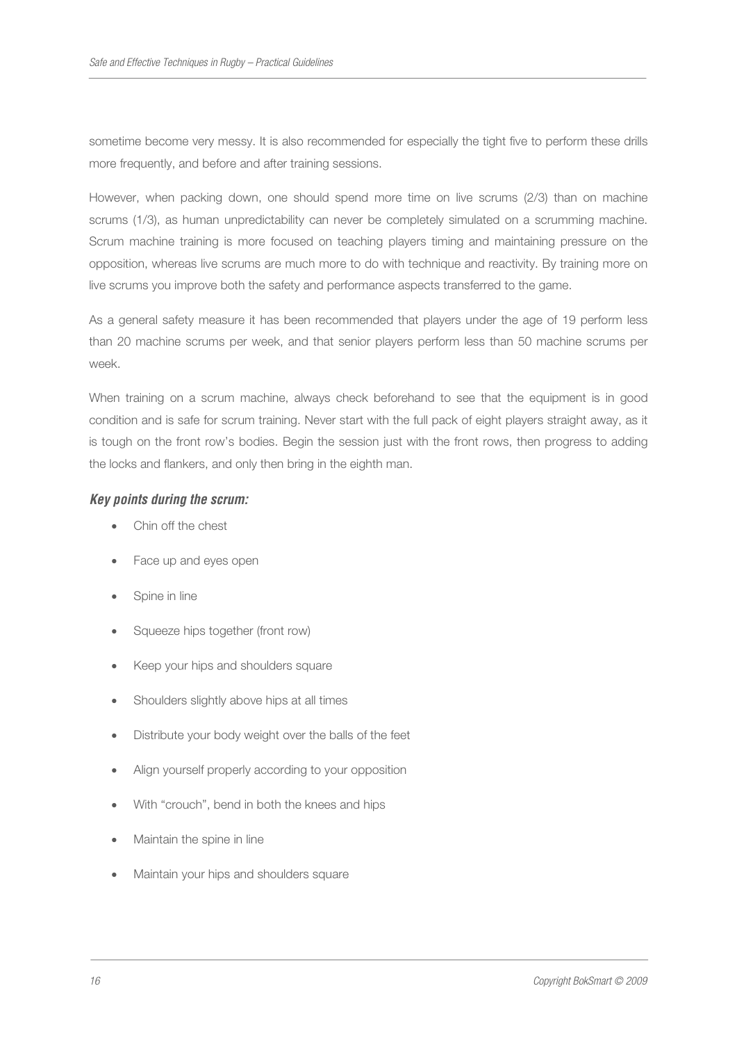sometime become very messy. It is also recommended for especially the tight five to perform these drills more frequently, and before and after training sessions.

However, when packing down, one should spend more time on live scrums (2/3) than on machine scrums (1/3), as human unpredictability can never be completely simulated on a scrumming machine. Scrum machine training is more focused on teaching players timing and maintaining pressure on the opposition, whereas live scrums are much more to do with technique and reactivity. By training more on live scrums you improve both the safety and performance aspects transferred to the game.

As a general safety measure it has been recommended that players under the age of 19 perform less than 20 machine scrums per week, and that senior players perform less than 50 machine scrums per week.

When training on a scrum machine, always check beforehand to see that the equipment is in good condition and is safe for scrum training. Never start with the full pack of eight players straight away, as it is tough on the front row's bodies. Begin the session just with the front rows, then progress to adding the locks and flankers, and only then bring in the eighth man.

***Key points during the scrum:***

- Chin off the chest
- Face up and eyes open
- Spine in line
- Squeeze hips together (front row)
- Keep your hips and shoulders square
- Shoulders slightly above hips at all times
- Distribute your body weight over the balls of the feet
- Align yourself properly according to your opposition
- With "crouch", bend in both the knees and hips
- Maintain the spine in line
- Maintain your hips and shoulders square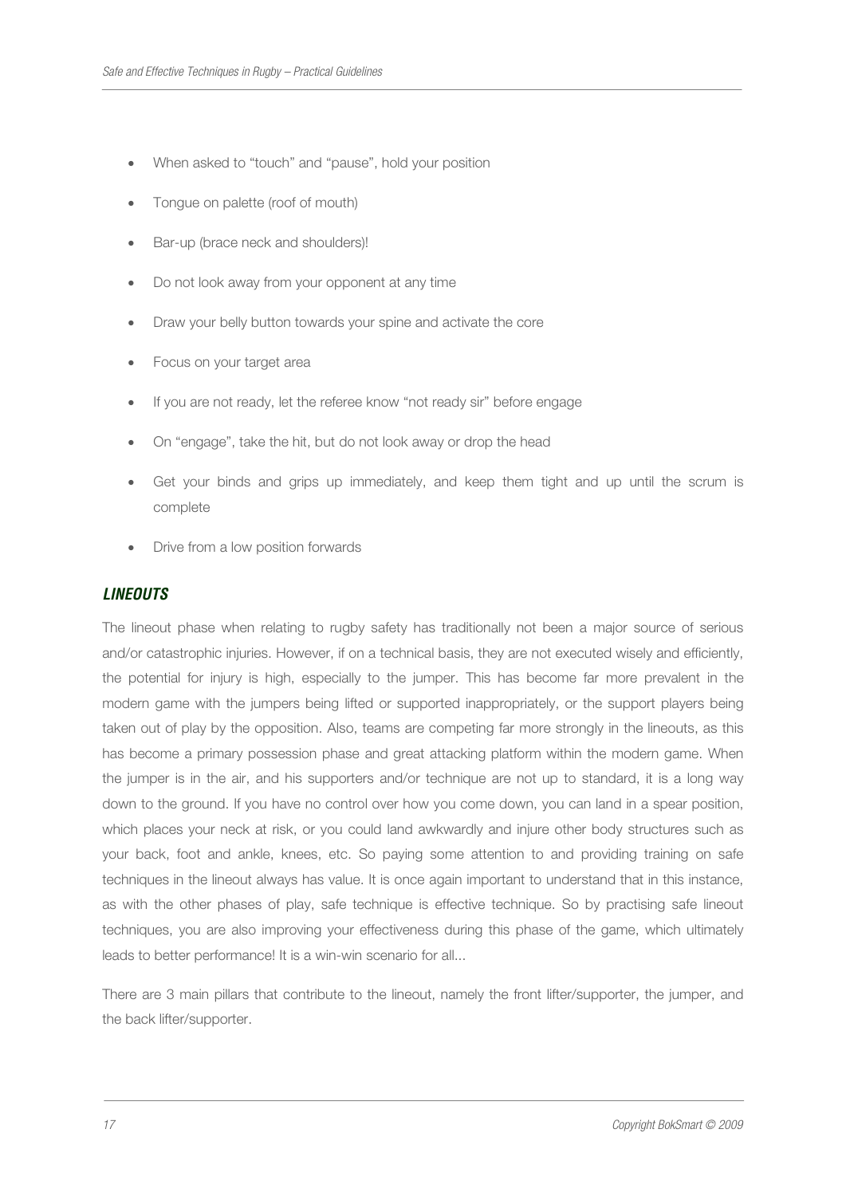- When asked to "touch" and "pause", hold your position
- Tongue on palette (roof of mouth)
- Bar-up (brace neck and shoulders)!
- Do not look away from your opponent at any time
- Draw your belly button towards your spine and activate the core
- Focus on your target area
- If you are not ready, let the referee know "not ready sir" before engage
- On "engage", take the hit, but do not look away or drop the head
- Get your binds and grips up immediately, and keep them tight and up until the scrum is complete
- Drive from a low position forwards

## *LINEOUTS*

The lineout phase when relating to rugby safety has traditionally not been a major source of serious and/or catastrophic injuries. However, if on a technical basis, they are not executed wisely and efficiently, the potential for injury is high, especially to the jumper. This has become far more prevalent in the modern game with the jumpers being lifted or supported inappropriately, or the support players being taken out of play by the opposition. Also, teams are competing far more strongly in the lineouts, as this has become a primary possession phase and great attacking platform within the modern game. When the jumper is in the air, and his supporters and/or technique are not up to standard, it is a long way down to the ground. If you have no control over how you come down, you can land in a spear position, which places your neck at risk, or you could land awkwardly and injure other body structures such as your back, foot and ankle, knees, etc. So paying some attention to and providing training on safe techniques in the lineout always has value. It is once again important to understand that in this instance, as with the other phases of play, safe technique is effective technique. So by practising safe lineout techniques, you are also improving your effectiveness during this phase of the game, which ultimately leads to better performance! It is a win-win scenario for all...

There are 3 main pillars that contribute to the lineout, namely the front lifter/supporter, the jumper, and the back lifter/supporter.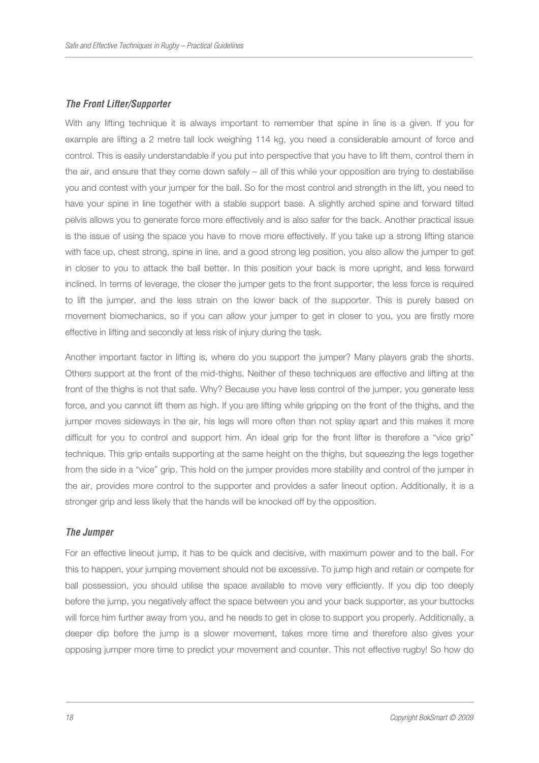### *The Front Lifter/Supporter*

With any lifting technique it is always important to remember that spine in line is a given. If you for example are lifting a 2 metre tall lock weighing 114 kg, you need a considerable amount of force and control. This is easily understandable if you put into perspective that you have to lift them, control them in the air, and ensure that they come down safely – all of this while your opposition are trying to destabilise you and contest with your jumper for the ball. So for the most control and strength in the lift, you need to have your spine in line together with a stable support base. A slightly arched spine and forward tilted pelvis allows you to generate force more effectively and is also safer for the back. Another practical issue is the issue of using the space you have to move more effectively. If you take up a strong lifting stance with face up, chest strong, spine in line, and a good strong leg position, you also allow the jumper to get in closer to you to attack the ball better. In this position your back is more upright, and less forward inclined. In terms of leverage, the closer the jumper gets to the front supporter, the less force is required to lift the jumper, and the less strain on the lower back of the supporter. This is purely based on movement biomechanics, so if you can allow your jumper to get in closer to you, you are firstly more effective in lifting and secondly at less risk of injury during the task.

Another important factor in lifting is, where do you support the jumper? Many players grab the shorts. Others support at the front of the mid-thighs. Neither of these techniques are effective and lifting at the front of the thighs is not that safe. Why? Because you have less control of the jumper, you generate less force, and you cannot lift them as high. If you are lifting while gripping on the front of the thighs, and the jumper moves sideways in the air, his legs will more often than not splay apart and this makes it more difficult for you to control and support him. An ideal grip for the front lifter is therefore a "vice grip" technique. This grip entails supporting at the same height on the thighs, but squeezing the legs together from the side in a "vice" grip. This hold on the jumper provides more stability and control of the jumper in the air, provides more control to the supporter and provides a safer lineout option. Additionally, it is a stronger grip and less likely that the hands will be knocked off by the opposition.

### *The Jumper*

For an effective lineout jump, it has to be quick and decisive, with maximum power and to the ball. For this to happen, your jumping movement should not be excessive. To jump high and retain or compete for ball possession, you should utilise the space available to move very efficiently. If you dip too deeply before the jump, you negatively affect the space between you and your back supporter, as your buttocks will force him further away from you, and he needs to get in close to support you properly. Additionally, a deeper dip before the jump is a slower movement, takes more time and therefore also gives your opposing jumper more time to predict your movement and counter. This not effective rugby! So how do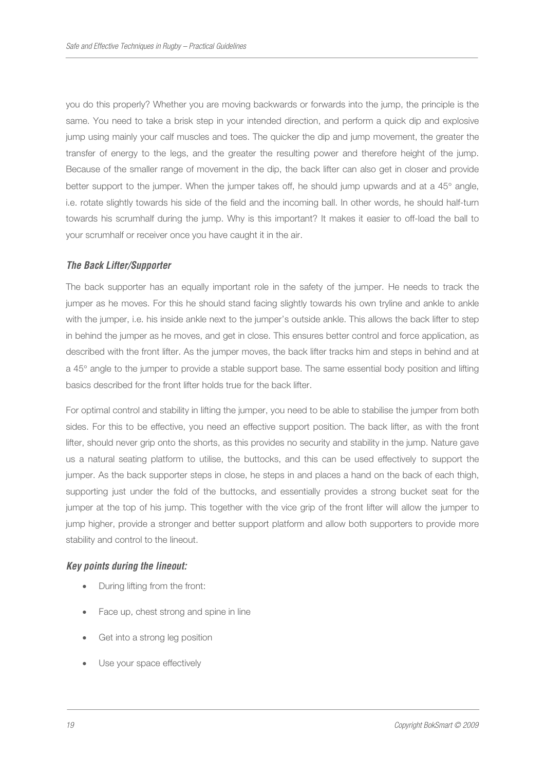you do this properly? Whether you are moving backwards or forwards into the jump, the principle is the same. You need to take a brisk step in your intended direction, and perform a quick dip and explosive jump using mainly your calf muscles and toes. The quicker the dip and jump movement, the greater the transfer of energy to the legs, and the greater the resulting power and therefore height of the jump. Because of the smaller range of movement in the dip, the back lifter can also get in closer and provide better support to the jumper. When the jumper takes off, he should jump upwards and at a 45° angle, i.e. rotate slightly towards his side of the field and the incoming ball. In other words, he should half-turn towards his scrumhalf during the jump. Why is this important? It makes it easier to off-load the ball to your scrumhalf or receiver once you have caught it in the air.

### ***The Back Lifter/Supporter***

The back supporter has an equally important role in the safety of the jumper. He needs to track the jumper as he moves. For this he should stand facing slightly towards his own tryline and ankle to ankle with the jumper, i.e. his inside ankle next to the jumper's outside ankle. This allows the back lifter to step in behind the jumper as he moves, and get in close. This ensures better control and force application, as described with the front lifter. As the jumper moves, the back lifter tracks him and steps in behind and at a 45° angle to the jumper to provide a stable support base. The same essential body position and lifting basics described for the front lifter holds true for the back lifter.

For optimal control and stability in lifting the jumper, you need to be able to stabilise the jumper from both sides. For this to be effective, you need an effective support position. The back lifter, as with the front lifter, should never grip onto the shorts, as this provides no security and stability in the jump. Nature gave us a natural seating platform to utilise, the buttocks, and this can be used effectively to support the jumper. As the back supporter steps in close, he steps in and places a hand on the back of each thigh, supporting just under the fold of the buttocks, and essentially provides a strong bucket seat for the jumper at the top of his jump. This together with the vice grip of the front lifter will allow the jumper to jump higher, provide a stronger and better support platform and allow both supporters to provide more stability and control to the lineout.

### ***Key points during the lineout:***

- During lifting from the front:
- Face up, chest strong and spine in line
- Get into a strong leg position
- Use your space effectively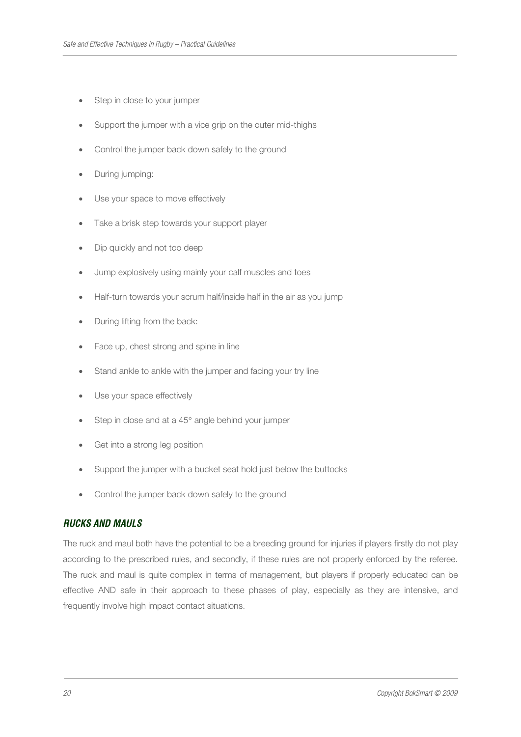- Step in close to your jumper
- Support the jumper with a vice grip on the outer mid-thighs
- Control the jumper back down safely to the ground
- During jumping:
- Use your space to move effectively
- Take a brisk step towards your support player
- Dip quickly and not too deep
- Jump explosively using mainly your calf muscles and toes
- Half-turn towards your scrum half/inside half in the air as you jump
- During lifting from the back:
- Face up, chest strong and spine in line
- Stand ankle to ankle with the jumper and facing your try line
- Use your space effectively
- Step in close and at a 45° angle behind your jumper
- Get into a strong leg position
- Support the jumper with a bucket seat hold just below the buttocks
- Control the jumper back down safely to the ground

### *RUCKS AND MAULS*

The ruck and maul both have the potential to be a breeding ground for injuries if players firstly do not play according to the prescribed rules, and secondly, if these rules are not properly enforced by the referee. The ruck and maul is quite complex in terms of management, but players if properly educated can be effective AND safe in their approach to these phases of play, especially as they are intensive, and frequently involve high impact contact situations.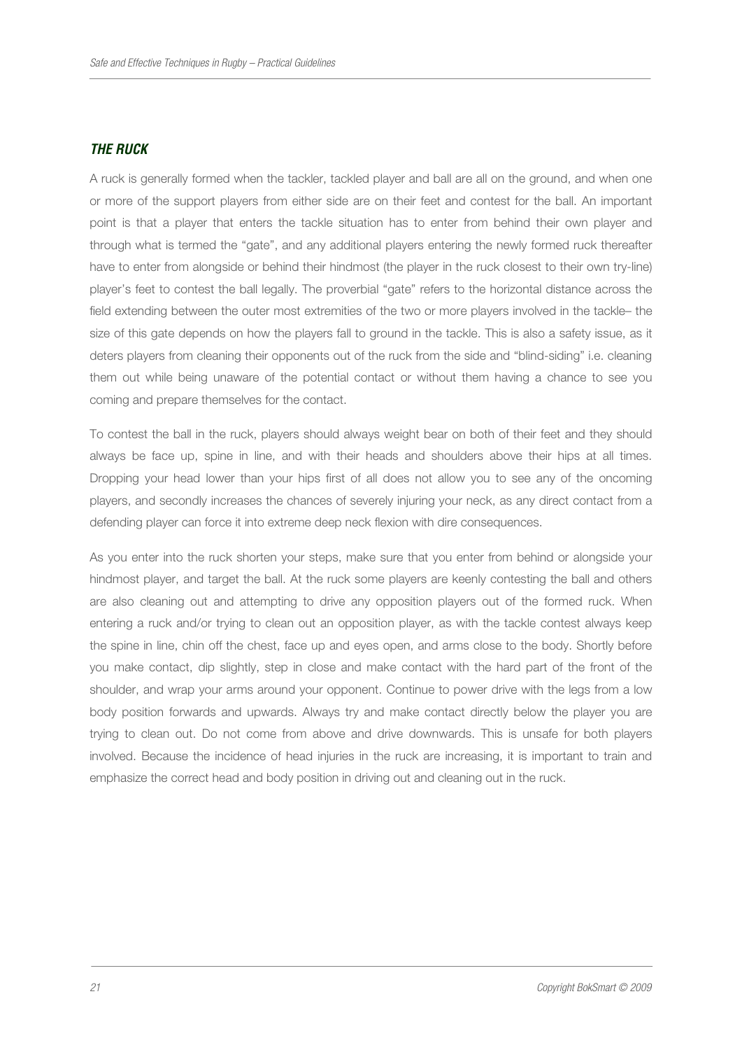## *THE RUCK*

A ruck is generally formed when the tackler, tackled player and ball are all on the ground, and when one or more of the support players from either side are on their feet and contest for the ball. An important point is that a player that enters the tackle situation has to enter from behind their own player and through what is termed the "gate", and any additional players entering the newly formed ruck thereafter have to enter from alongside or behind their hindmost (the player in the ruck closest to their own try-line) player's feet to contest the ball legally. The proverbial "gate" refers to the horizontal distance across the field extending between the outer most extremities of the two or more players involved in the tackle– the size of this gate depends on how the players fall to ground in the tackle. This is also a safety issue, as it deters players from cleaning their opponents out of the ruck from the side and "blind-siding" i.e. cleaning them out while being unaware of the potential contact or without them having a chance to see you coming and prepare themselves for the contact.

To contest the ball in the ruck, players should always weight bear on both of their feet and they should always be face up, spine in line, and with their heads and shoulders above their hips at all times. Dropping your head lower than your hips first of all does not allow you to see any of the oncoming players, and secondly increases the chances of severely injuring your neck, as any direct contact from a defending player can force it into extreme deep neck flexion with dire consequences.

As you enter into the ruck shorten your steps, make sure that you enter from behind or alongside your hindmost player, and target the ball. At the ruck some players are keenly contesting the ball and others are also cleaning out and attempting to drive any opposition players out of the formed ruck. When entering a ruck and/or trying to clean out an opposition player, as with the tackle contest always keep the spine in line, chin off the chest, face up and eyes open, and arms close to the body. Shortly before you make contact, dip slightly, step in close and make contact with the hard part of the front of the shoulder, and wrap your arms around your opponent. Continue to power drive with the legs from a low body position forwards and upwards. Always try and make contact directly below the player you are trying to clean out. Do not come from above and drive downwards. This is unsafe for both players involved. Because the incidence of head injuries in the ruck are increasing, it is important to train and emphasize the correct head and body position in driving out and cleaning out in the ruck.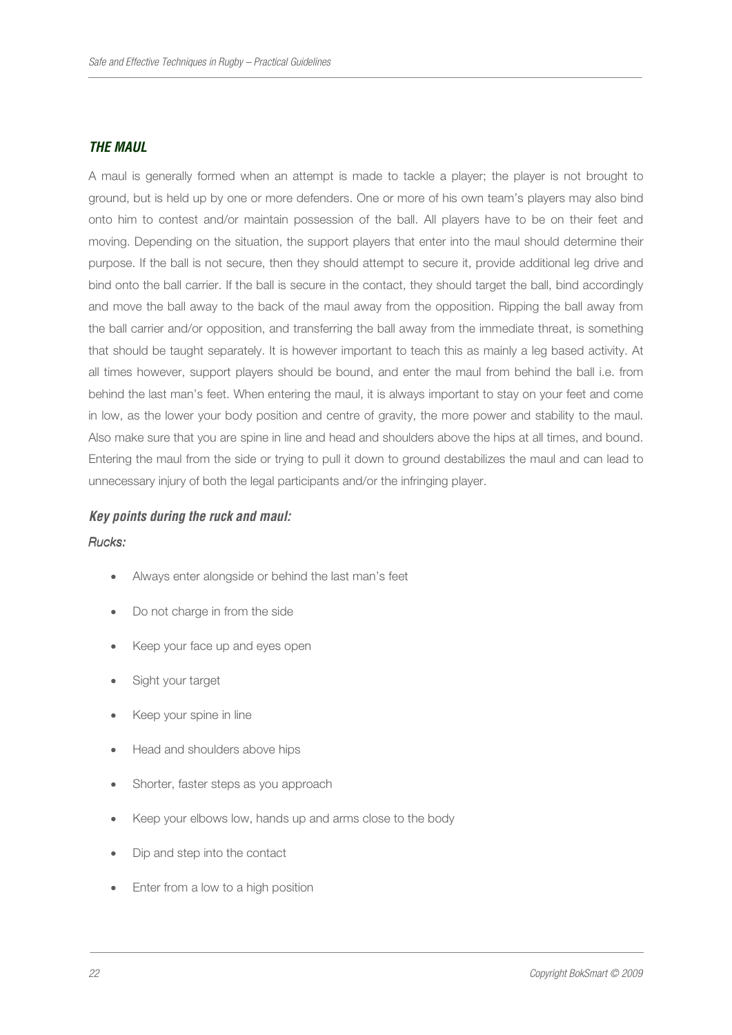## *THE MAUL*

A maul is generally formed when an attempt is made to tackle a player; the player is not brought to ground, but is held up by one or more defenders. One or more of his own team's players may also bind onto him to contest and/or maintain possession of the ball. All players have to be on their feet and moving. Depending on the situation, the support players that enter into the maul should determine their purpose. If the ball is not secure, then they should attempt to secure it, provide additional leg drive and bind onto the ball carrier. If the ball is secure in the contact, they should target the ball, bind accordingly and move the ball away to the back of the maul away from the opposition. Ripping the ball away from the ball carrier and/or opposition, and transferring the ball away from the immediate threat, is something that should be taught separately. It is however important to teach this as mainly a leg based activity. At all times however, support players should be bound, and enter the maul from behind the ball i.e. from behind the last man's feet. When entering the maul, it is always important to stay on your feet and come in low, as the lower your body position and centre of gravity, the more power and stability to the maul. Also make sure that you are spine in line and head and shoulders above the hips at all times, and bound. Entering the maul from the side or trying to pull it down to ground destabilizes the maul and can lead to unnecessary injury of both the legal participants and/or the infringing player.

### *Key points during the ruck and maul:*

#### *Rucks:*

- Always enter alongside or behind the last man's feet
- Do not charge in from the side
- Keep your face up and eyes open
- Sight your target
- Keep your spine in line
- Head and shoulders above hips
- Shorter, faster steps as you approach
- Keep your elbows low, hands up and arms close to the body
- Dip and step into the contact
- Enter from a low to a high position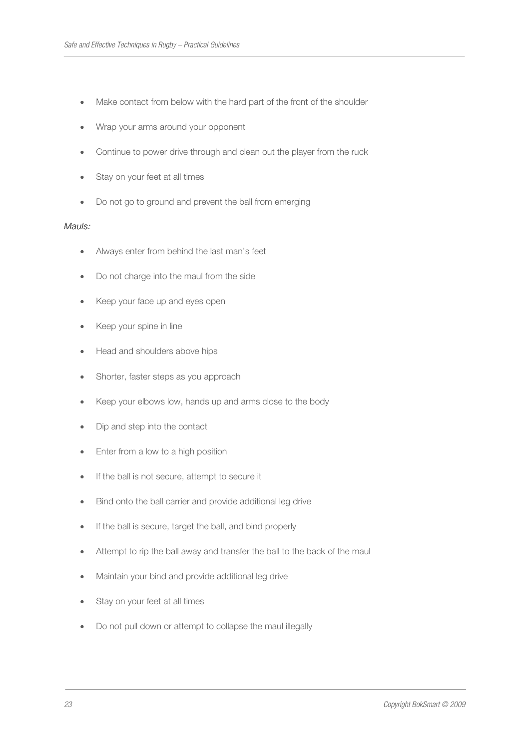- Make contact from below with the hard part of the front of the shoulder
- Wrap your arms around your opponent
- Continue to power drive through and clean out the player from the ruck
- Stay on your feet at all times
- Do not go to ground and prevent the ball from emerging

*Mauls:*

- Always enter from behind the last man's feet
- Do not charge into the maul from the side
- Keep your face up and eyes open
- Keep your spine in line
- Head and shoulders above hips
- Shorter, faster steps as you approach
- Keep your elbows low, hands up and arms close to the body
- Dip and step into the contact
- Enter from a low to a high position
- If the ball is not secure, attempt to secure it
- Bind onto the ball carrier and provide additional leg drive
- If the ball is secure, target the ball, and bind properly
- Attempt to rip the ball away and transfer the ball to the back of the maul
- Maintain your bind and provide additional leg drive
- Stay on your feet at all times
- Do not pull down or attempt to collapse the maul illegally